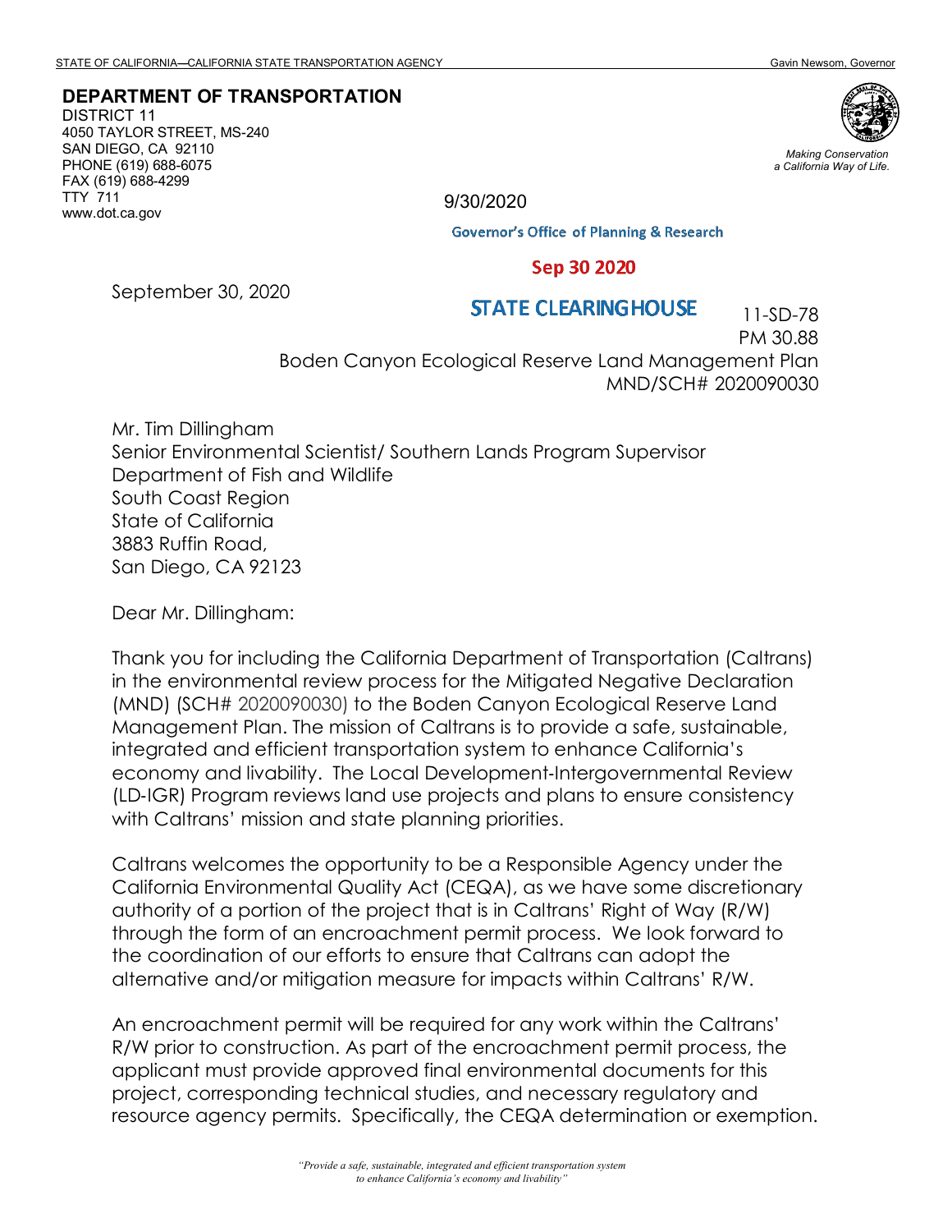STATE OF CALIFORNIA—CALIFORNIA STATE TRANSPORTATION AGENCY Gavin Newsom, Governor

**DEPARTMENT OF TRANSPORTATION**
DISTRICT 11
4050 TAYLOR STREET, MS-240
SAN DIEGO, CA 92110
PHONE (619) 688-6075
FAX (619) 688-4299
TTY 711
www.dot.ca.gov

*Making Conservation a California Way of Life.*

9/30/2020

Governor's Office of Planning & Research

Sep 30 2020

STATE CLEARINGHOUSE

September 30, 2020

11-SD-78
PM 30.88
Boden Canyon Ecological Reserve Land Management Plan
MND/SCH# 2020090030

Mr. Tim Dillingham
Senior Environmental Scientist/ Southern Lands Program Supervisor
Department of Fish and Wildlife
South Coast Region
State of California
3883 Ruffin Road,
San Diego, CA 92123

Dear Mr. Dillingham:

Thank you for including the California Department of Transportation (Caltrans) in the environmental review process for the Mitigated Negative Declaration (MND) (SCH# 2020090030) to the Boden Canyon Ecological Reserve Land Management Plan. The mission of Caltrans is to provide a safe, sustainable, integrated and efficient transportation system to enhance California's economy and livability. The Local Development-Intergovernmental Review (LD-IGR) Program reviews land use projects and plans to ensure consistency with Caltrans' mission and state planning priorities.

Caltrans welcomes the opportunity to be a Responsible Agency under the California Environmental Quality Act (CEQA), as we have some discretionary authority of a portion of the project that is in Caltrans' Right of Way (R/W) through the form of an encroachment permit process. We look forward to the coordination of our efforts to ensure that Caltrans can adopt the alternative and/or mitigation measure for impacts within Caltrans' R/W.

An encroachment permit will be required for any work within the Caltrans' R/W prior to construction. As part of the encroachment permit process, the applicant must provide approved final environmental documents for this project, corresponding technical studies, and necessary regulatory and resource agency permits. Specifically, the CEQA determination or exemption.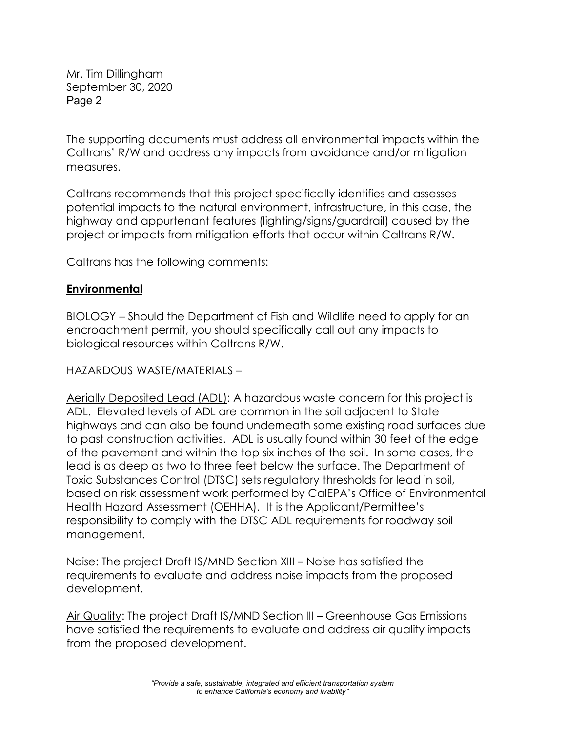The supporting documents must address all environmental impacts within the Caltrans' R/W and address any impacts from avoidance and/or mitigation measures.

Caltrans recommends that this project specifically identifies and assesses potential impacts to the natural environment, infrastructure, in this case, the highway and appurtenant features (lighting/signs/guardrail) caused by the project or impacts from mitigation efforts that occur within Caltrans R/W.

Caltrans has the following comments:

**Environmental**

BIOLOGY – Should the Department of Fish and Wildlife need to apply for an encroachment permit, you should specifically call out any impacts to biological resources within Caltrans R/W.

HAZARDOUS WASTE/MATERIALS –

Aerially Deposited Lead (ADL): A hazardous waste concern for this project is ADL. Elevated levels of ADL are common in the soil adjacent to State highways and can also be found underneath some existing road surfaces due to past construction activities. ADL is usually found within 30 feet of the edge of the pavement and within the top six inches of the soil. In some cases, the lead is as deep as two to three feet below the surface. The Department of Toxic Substances Control (DTSC) sets regulatory thresholds for lead in soil, based on risk assessment work performed by CalEPA's Office of Environmental Health Hazard Assessment (OEHHA). It is the Applicant/Permittee's responsibility to comply with the DTSC ADL requirements for roadway soil management.

Noise: The project Draft IS/MND Section XIII – Noise has satisfied the requirements to evaluate and address noise impacts from the proposed development.

Air Quality: The project Draft IS/MND Section III – Greenhouse Gas Emissions have satisfied the requirements to evaluate and address air quality impacts from the proposed development.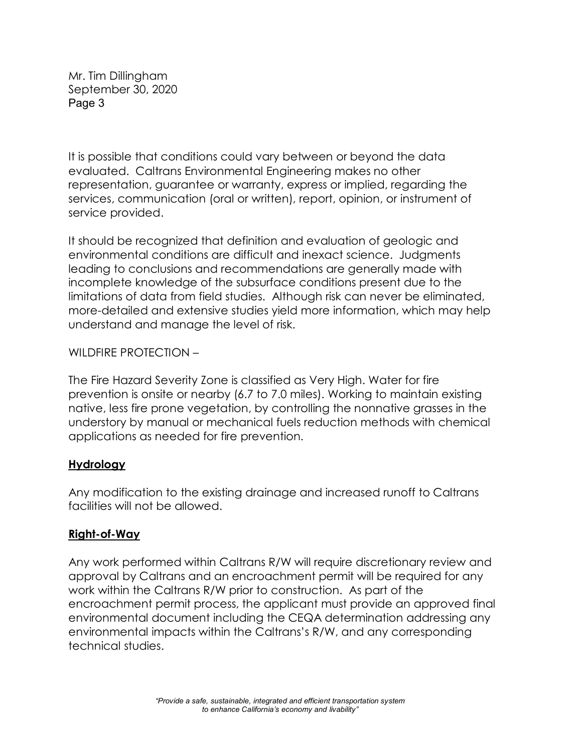It is possible that conditions could vary between or beyond the data evaluated. Caltrans Environmental Engineering makes no other representation, guarantee or warranty, express or implied, regarding the services, communication (oral or written), report, opinion, or instrument of service provided.

It should be recognized that definition and evaluation of geologic and environmental conditions are difficult and inexact science. Judgments leading to conclusions and recommendations are generally made with incomplete knowledge of the subsurface conditions present due to the limitations of data from field studies. Although risk can never be eliminated, more-detailed and extensive studies yield more information, which may help understand and manage the level of risk.

WILDFIRE PROTECTION –

The Fire Hazard Severity Zone is classified as Very High. Water for fire prevention is onsite or nearby (6.7 to 7.0 miles). Working to maintain existing native, less fire prone vegetation, by controlling the nonnative grasses in the understory by manual or mechanical fuels reduction methods with chemical applications as needed for fire prevention.

**Hydrology**

Any modification to the existing drainage and increased runoff to Caltrans facilities will not be allowed.

**Right-of-Way**

Any work performed within Caltrans R/W will require discretionary review and approval by Caltrans and an encroachment permit will be required for any work within the Caltrans R/W prior to construction. As part of the encroachment permit process, the applicant must provide an approved final environmental document including the CEQA determination addressing any environmental impacts within the Caltrans's R/W, and any corresponding technical studies.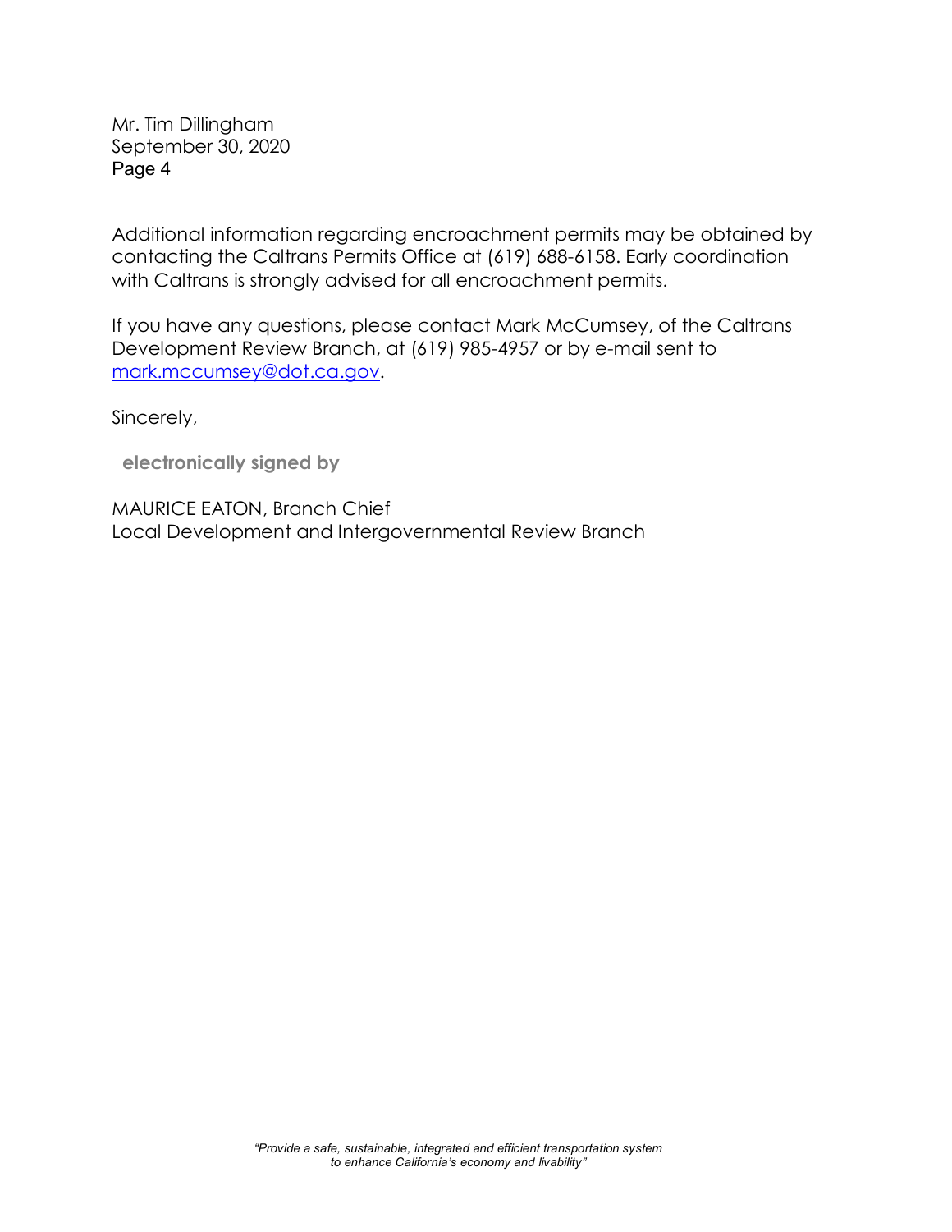Mr. Tim Dillingham
September 30, 2020

Additional information regarding encroachment permits may be obtained by contacting the Caltrans Permits Office at (619) 688-6158. Early coordination with Caltrans is strongly advised for all encroachment permits.

If you have any questions, please contact Mark McCumsey, of the Caltrans Development Review Branch, at (619) 985-4957 or by e-mail sent to mark.mccumsey@dot.ca.gov.

Sincerely,

**electronically signed by**

MAURICE EATON, Branch Chief
Local Development and Intergovernmental Review Branch

*"Provide a safe, sustainable, integrated and efficient transportation system to enhance California's economy and livability"*